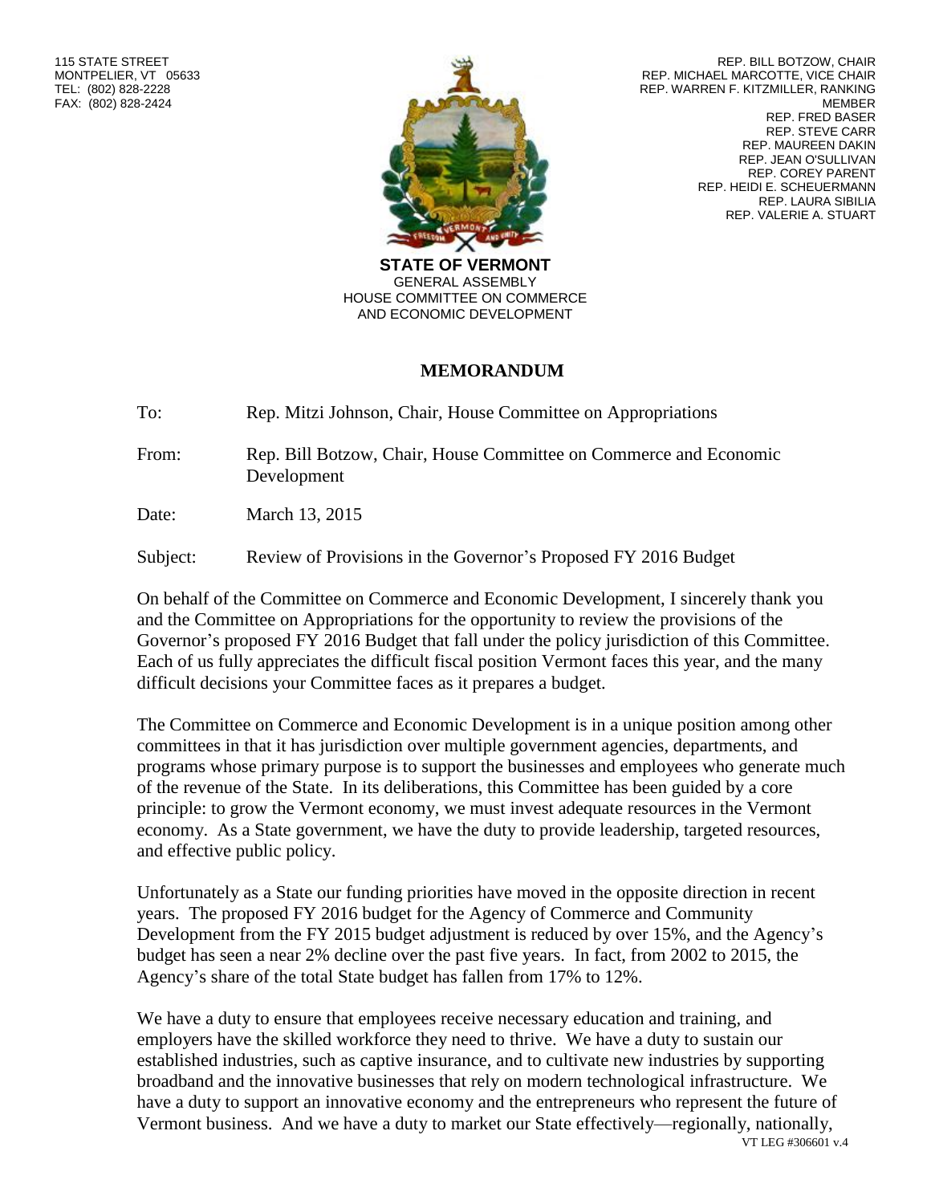115 STATE STREET
MONTPELIER, VT 05633
TEL: (802) 828-2228
FAX: (802) 828-2424

REP. BILL BOTZOW, CHAIR
REP. MICHAEL MARCOTTE, VICE CHAIR
REP. WARREN F. KITZMILLER, RANKING MEMBER
REP. FRED BASER
REP. STEVE CARR
REP. MAUREEN DAKIN
REP. JEAN O'SULLIVAN
REP. COREY PARENT
REP. HEIDI E. SCHEUERMANN
REP. LAURA SIBILIA
REP. VALERIE A. STUART

**STATE OF VERMONT**
GENERAL ASSEMBLY
HOUSE COMMITTEE ON COMMERCE AND ECONOMIC DEVELOPMENT

# MEMORANDUM

To: Rep. Mitzi Johnson, Chair, House Committee on Appropriations

From: Rep. Bill Botzow, Chair, House Committee on Commerce and Economic Development

Date: March 13, 2015

Subject: Review of Provisions in the Governor's Proposed FY 2016 Budget

On behalf of the Committee on Commerce and Economic Development, I sincerely thank you and the Committee on Appropriations for the opportunity to review the provisions of the Governor's proposed FY 2016 Budget that fall under the policy jurisdiction of this Committee. Each of us fully appreciates the difficult fiscal position Vermont faces this year, and the many difficult decisions your Committee faces as it prepares a budget.

The Committee on Commerce and Economic Development is in a unique position among other committees in that it has jurisdiction over multiple government agencies, departments, and programs whose primary purpose is to support the businesses and employees who generate much of the revenue of the State. In its deliberations, this Committee has been guided by a core principle: to grow the Vermont economy, we must invest adequate resources in the Vermont economy. As a State government, we have the duty to provide leadership, targeted resources, and effective public policy.

Unfortunately as a State our funding priorities have moved in the opposite direction in recent years. The proposed FY 2016 budget for the Agency of Commerce and Community Development from the FY 2015 budget adjustment is reduced by over 15%, and the Agency's budget has seen a near 2% decline over the past five years. In fact, from 2002 to 2015, the Agency's share of the total State budget has fallen from 17% to 12%.

We have a duty to ensure that employees receive necessary education and training, and employers have the skilled workforce they need to thrive. We have a duty to sustain our established industries, such as captive insurance, and to cultivate new industries by supporting broadband and the innovative businesses that rely on modern technological infrastructure. We have a duty to support an innovative economy and the entrepreneurs who represent the future of Vermont business. And we have a duty to market our State effectively—regionally, nationally,

VT LEG #306601 v.4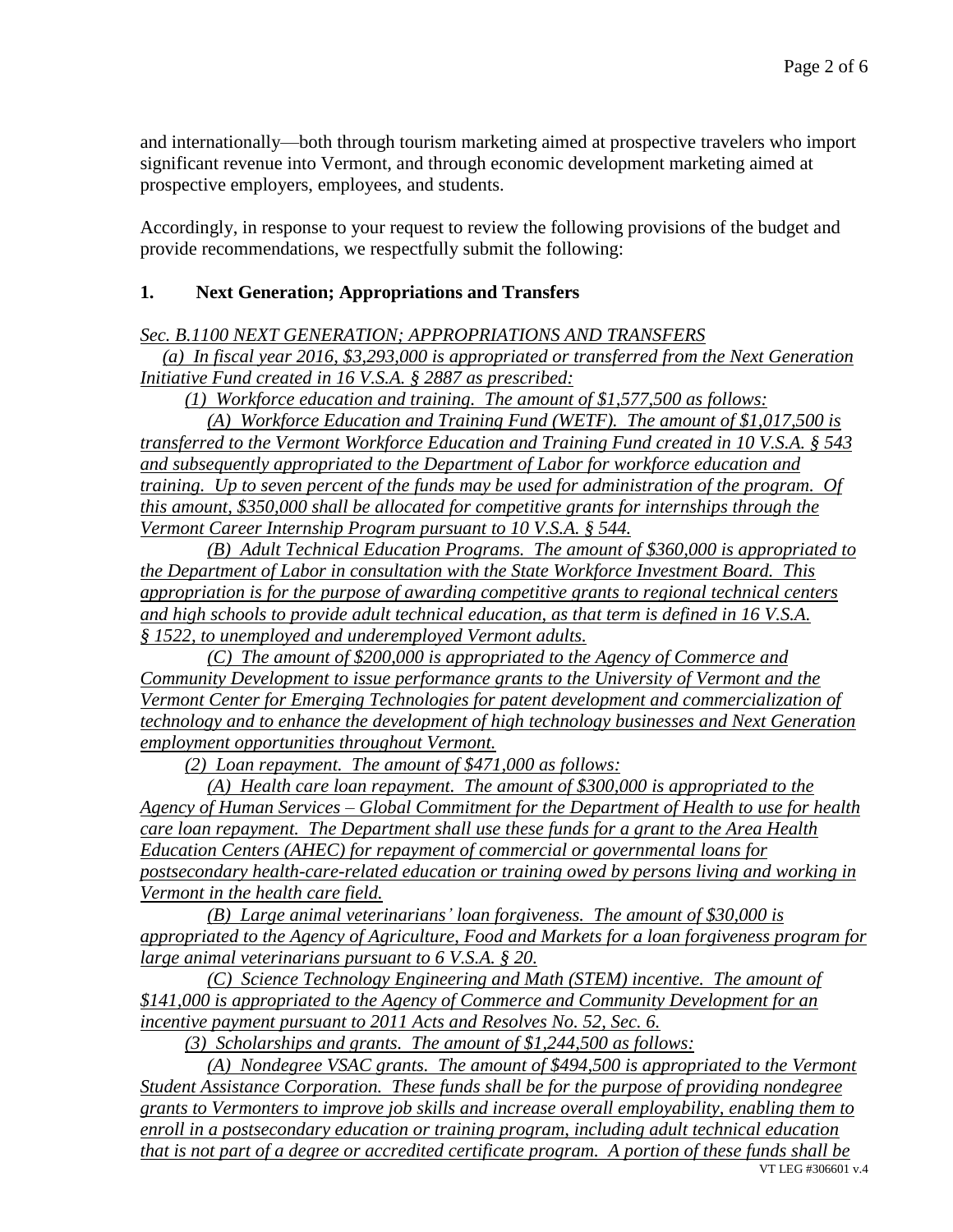and internationally—both through tourism marketing aimed at prospective travelers who import significant revenue into Vermont, and through economic development marketing aimed at prospective employers, employees, and students.

Accordingly, in response to your request to review the following provisions of the budget and provide recommendations, we respectfully submit the following:

## 1. Next Generation; Appropriations and Transfers

*Sec. B.1100 NEXT GENERATION; APPROPRIATIONS AND TRANSFERS*

*(a) In fiscal year 2016, $3,293,000 is appropriated or transferred from the Next Generation Initiative Fund created in 16 V.S.A. § 2887 as prescribed:*

*(1) Workforce education and training. The amount of $1,577,500 as follows:*

*(A) Workforce Education and Training Fund (WETF). The amount of $1,017,500 is transferred to the Vermont Workforce Education and Training Fund created in 10 V.S.A. § 543 and subsequently appropriated to the Department of Labor for workforce education and training. Up to seven percent of the funds may be used for administration of the program. Of this amount, $350,000 shall be allocated for competitive grants for internships through the Vermont Career Internship Program pursuant to 10 V.S.A. § 544.*

*(B) Adult Technical Education Programs. The amount of $360,000 is appropriated to the Department of Labor in consultation with the State Workforce Investment Board. This appropriation is for the purpose of awarding competitive grants to regional technical centers and high schools to provide adult technical education, as that term is defined in 16 V.S.A. § 1522, to unemployed and underemployed Vermont adults.*

*(C) The amount of $200,000 is appropriated to the Agency of Commerce and Community Development to issue performance grants to the University of Vermont and the Vermont Center for Emerging Technologies for patent development and commercialization of technology and to enhance the development of high technology businesses and Next Generation employment opportunities throughout Vermont.*

*(2) Loan repayment. The amount of $471,000 as follows:*

*(A) Health care loan repayment. The amount of $300,000 is appropriated to the Agency of Human Services – Global Commitment for the Department of Health to use for health care loan repayment. The Department shall use these funds for a grant to the Area Health Education Centers (AHEC) for repayment of commercial or governmental loans for postsecondary health-care-related education or training owed by persons living and working in Vermont in the health care field.*

*(B) Large animal veterinarians' loan forgiveness. The amount of $30,000 is appropriated to the Agency of Agriculture, Food and Markets for a loan forgiveness program for large animal veterinarians pursuant to 6 V.S.A. § 20.*

*(C) Science Technology Engineering and Math (STEM) incentive. The amount of $141,000 is appropriated to the Agency of Commerce and Community Development for an incentive payment pursuant to 2011 Acts and Resolves No. 52, Sec. 6.*

*(3) Scholarships and grants. The amount of $1,244,500 as follows:*

*(A) Nondegree VSAC grants. The amount of $494,500 is appropriated to the Vermont Student Assistance Corporation. These funds shall be for the purpose of providing nondegree grants to Vermonters to improve job skills and increase overall employability, enabling them to enroll in a postsecondary education or training program, including adult technical education that is not part of a degree or accredited certificate program. A portion of these funds shall be*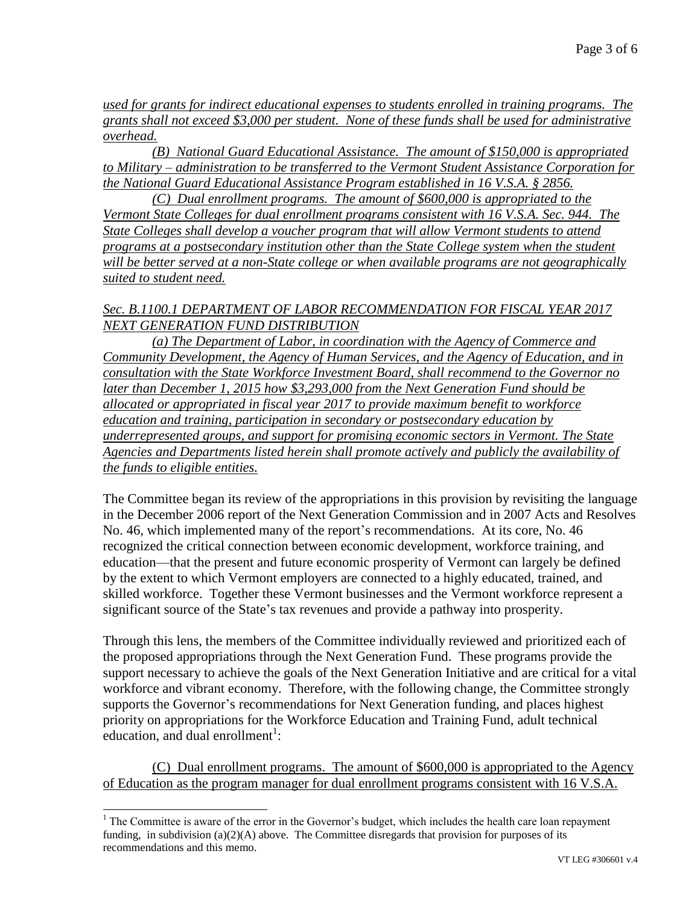*used for grants for indirect educational expenses to students enrolled in training programs. The grants shall not exceed $3,000 per student. None of these funds shall be used for administrative overhead.*

*(B) National Guard Educational Assistance. The amount of $150,000 is appropriated to Military – administration to be transferred to the Vermont Student Assistance Corporation for the National Guard Educational Assistance Program established in 16 V.S.A. § 2856.*

*(C) Dual enrollment programs. The amount of $600,000 is appropriated to the Vermont State Colleges for dual enrollment programs consistent with 16 V.S.A. Sec. 944. The State Colleges shall develop a voucher program that will allow Vermont students to attend programs at a postsecondary institution other than the State College system when the student will be better served at a non-State college or when available programs are not geographically suited to student need.*

*Sec. B.1100.1 DEPARTMENT OF LABOR RECOMMENDATION FOR FISCAL YEAR 2017 NEXT GENERATION FUND DISTRIBUTION*

*(a) The Department of Labor, in coordination with the Agency of Commerce and Community Development, the Agency of Human Services, and the Agency of Education, and in consultation with the State Workforce Investment Board, shall recommend to the Governor no later than December 1, 2015 how $3,293,000 from the Next Generation Fund should be allocated or appropriated in fiscal year 2017 to provide maximum benefit to workforce education and training, participation in secondary or postsecondary education by underrepresented groups, and support for promising economic sectors in Vermont. The State Agencies and Departments listed herein shall promote actively and publicly the availability of the funds to eligible entities.*

The Committee began its review of the appropriations in this provision by revisiting the language in the December 2006 report of the Next Generation Commission and in 2007 Acts and Resolves No. 46, which implemented many of the report's recommendations. At its core, No. 46 recognized the critical connection between economic development, workforce training, and education—that the present and future economic prosperity of Vermont can largely be defined by the extent to which Vermont employers are connected to a highly educated, trained, and skilled workforce. Together these Vermont businesses and the Vermont workforce represent a significant source of the State's tax revenues and provide a pathway into prosperity.

Through this lens, the members of the Committee individually reviewed and prioritized each of the proposed appropriations through the Next Generation Fund. These programs provide the support necessary to achieve the goals of the Next Generation Initiative and are critical for a vital workforce and vibrant economy. Therefore, with the following change, the Committee strongly supports the Governor's recommendations for Next Generation funding, and places highest priority on appropriations for the Workforce Education and Training Fund, adult technical education, and dual enrollment[1]:

(C) Dual enrollment programs. The amount of $600,000 is appropriated to the Agency of Education as the program manager for dual enrollment programs consistent with 16 V.S.A.

[1] The Committee is aware of the error in the Governor's budget, which includes the health care loan repayment funding, in subdivision (a)(2)(A) above. The Committee disregards that provision for purposes of its recommendations and this memo.

VT LEG #306601 v.4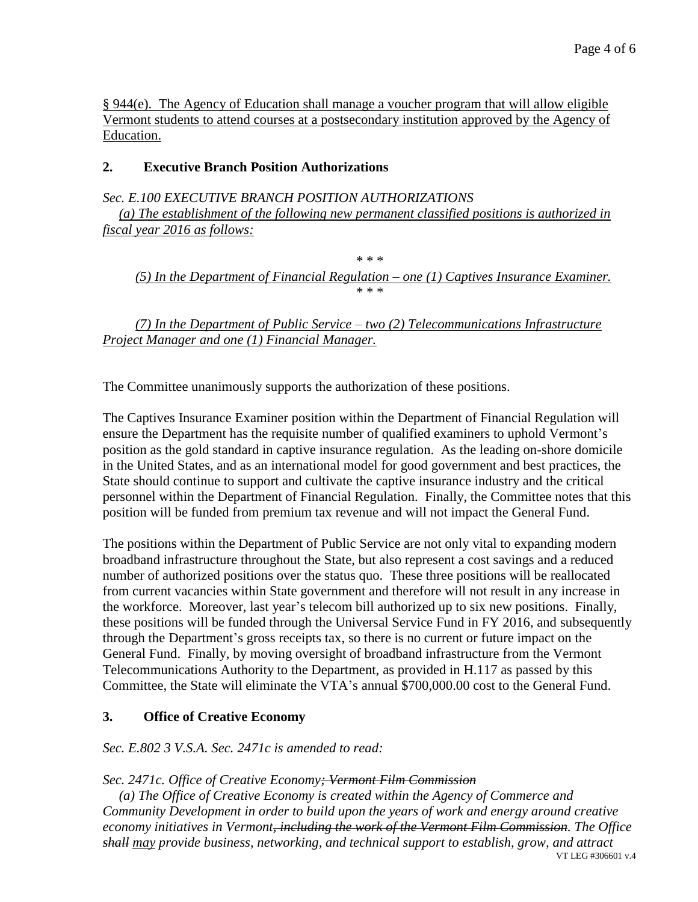<u>§ 944(e). The Agency of Education shall manage a voucher program that will allow eligible Vermont students to attend courses at a postsecondary institution approved by the Agency of Education.</u>

## 2. Executive Branch Position Authorizations

*Sec. E.100 EXECUTIVE BRANCH POSITION AUTHORIZATIONS*

*<u>(a) The establishment of the following new permanent classified positions is authorized in fiscal year 2016 as follows:</u>*

\* \* \*

*<u>(5) In the Department of Financial Regulation – one (1) Captives Insurance Examiner.</u>*

\* \* \*

*<u>(7) In the Department of Public Service – two (2) Telecommunications Infrastructure Project Manager and one (1) Financial Manager.</u>*

The Committee unanimously supports the authorization of these positions.

The Captives Insurance Examiner position within the Department of Financial Regulation will ensure the Department has the requisite number of qualified examiners to uphold Vermont's position as the gold standard in captive insurance regulation. As the leading on-shore domicile in the United States, and as an international model for good government and best practices, the State should continue to support and cultivate the captive insurance industry and the critical personnel within the Department of Financial Regulation. Finally, the Committee notes that this position will be funded from premium tax revenue and will not impact the General Fund.

The positions within the Department of Public Service are not only vital to expanding modern broadband infrastructure throughout the State, but also represent a cost savings and a reduced number of authorized positions over the status quo. These three positions will be reallocated from current vacancies within State government and therefore will not result in any increase in the workforce. Moreover, last year's telecom bill authorized up to six new positions. Finally, these positions will be funded through the Universal Service Fund in FY 2016, and subsequently through the Department's gross receipts tax, so there is no current or future impact on the General Fund. Finally, by moving oversight of broadband infrastructure from the Vermont Telecommunications Authority to the Department, as provided in H.117 as passed by this Committee, the State will eliminate the VTA's annual $700,000.00 cost to the General Fund.

## 3. Office of Creative Economy

*Sec. E.802 3 V.S.A. Sec. 2471c is amended to read:*

*Sec. 2471c. Office of Creative Economy~~; Vermont Film Commission~~*

*(a) The Office of Creative Economy is created within the Agency of Commerce and Community Development in order to build upon the years of work and energy around creative economy initiatives in Vermont~~, including the work of the Vermont Film Commission~~. The Office ~~shall~~ <u>may</u> provide business, networking, and technical support to establish, grow, and attract*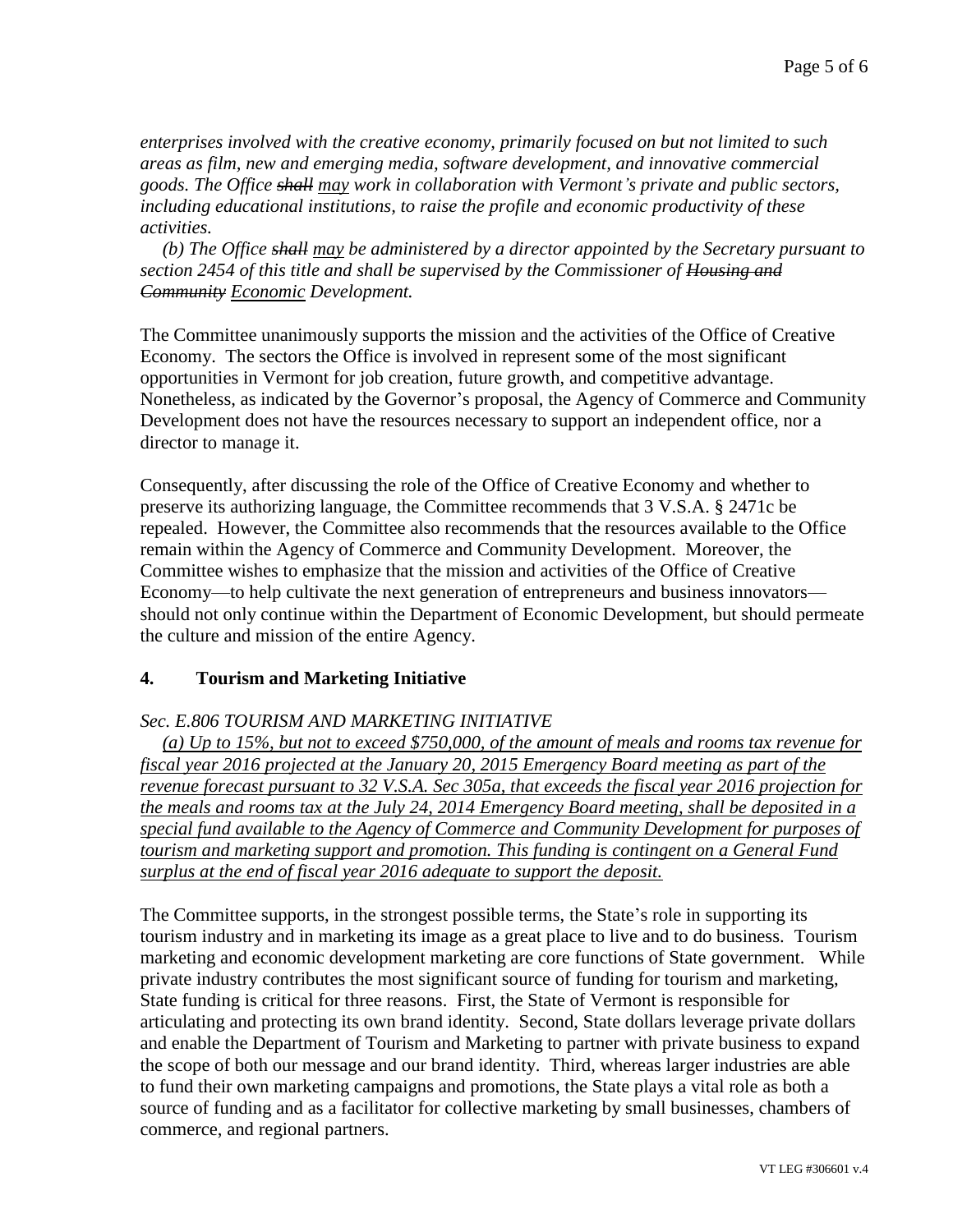*enterprises involved with the creative economy, primarily focused on but not limited to such areas as film, new and emerging media, software development, and innovative commercial goods. The Office ~~shall~~ <u>may</u> work in collaboration with Vermont's private and public sectors, including educational institutions, to raise the profile and economic productivity of these activities.*

*(b) The Office ~~shall~~ <u>may</u> be administered by a director appointed by the Secretary pursuant to section 2454 of this title and shall be supervised by the Commissioner of ~~Housing and Community~~ <u>Economic</u> Development.*

The Committee unanimously supports the mission and the activities of the Office of Creative Economy. The sectors the Office is involved in represent some of the most significant opportunities in Vermont for job creation, future growth, and competitive advantage. Nonetheless, as indicated by the Governor's proposal, the Agency of Commerce and Community Development does not have the resources necessary to support an independent office, nor a director to manage it.

Consequently, after discussing the role of the Office of Creative Economy and whether to preserve its authorizing language, the Committee recommends that 3 V.S.A. § 2471c be repealed. However, the Committee also recommends that the resources available to the Office remain within the Agency of Commerce and Community Development. Moreover, the Committee wishes to emphasize that the mission and activities of the Office of Creative Economy—to help cultivate the next generation of entrepreneurs and business innovators—should not only continue within the Department of Economic Development, but should permeate the culture and mission of the entire Agency.

## 4. Tourism and Marketing Initiative

*Sec. E.806 TOURISM AND MARKETING INITIATIVE*

*<u>(a) Up to 15%, but not to exceed $750,000, of the amount of meals and rooms tax revenue for fiscal year 2016 projected at the January 20, 2015 Emergency Board meeting as part of the revenue forecast pursuant to 32 V.S.A. Sec 305a, that exceeds the fiscal year 2016 projection for the meals and rooms tax at the July 24, 2014 Emergency Board meeting, shall be deposited in a special fund available to the Agency of Commerce and Community Development for purposes of tourism and marketing support and promotion. This funding is contingent on a General Fund surplus at the end of fiscal year 2016 adequate to support the deposit.</u>*

The Committee supports, in the strongest possible terms, the State's role in supporting its tourism industry and in marketing its image as a great place to live and to do business. Tourism marketing and economic development marketing are core functions of State government. While private industry contributes the most significant source of funding for tourism and marketing, State funding is critical for three reasons. First, the State of Vermont is responsible for articulating and protecting its own brand identity. Second, State dollars leverage private dollars and enable the Department of Tourism and Marketing to partner with private business to expand the scope of both our message and our brand identity. Third, whereas larger industries are able to fund their own marketing campaigns and promotions, the State plays a vital role as both a source of funding and as a facilitator for collective marketing by small businesses, chambers of commerce, and regional partners.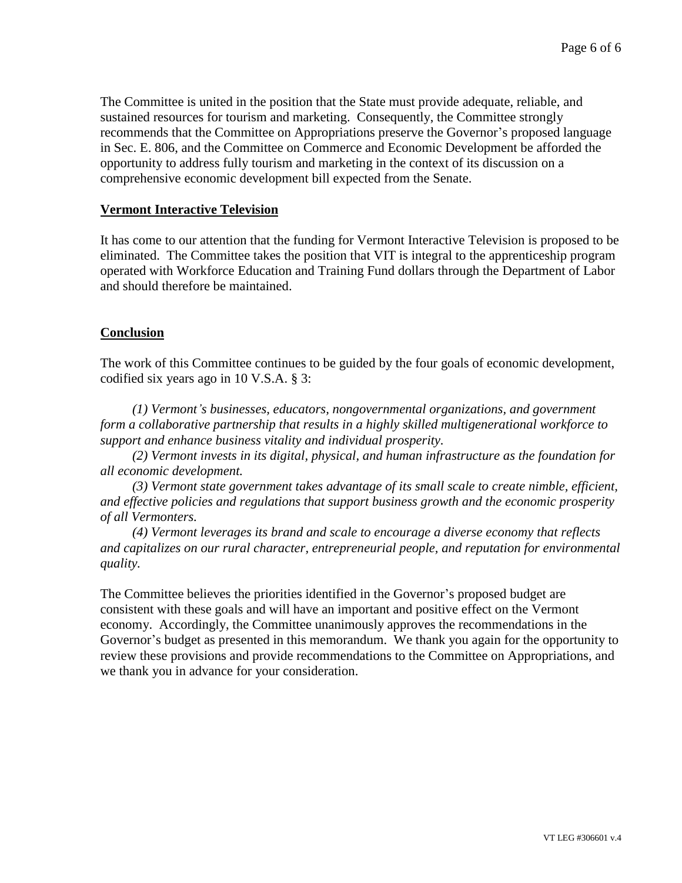The Committee is united in the position that the State must provide adequate, reliable, and sustained resources for tourism and marketing. Consequently, the Committee strongly recommends that the Committee on Appropriations preserve the Governor's proposed language in Sec. E. 806, and the Committee on Commerce and Economic Development be afforded the opportunity to address fully tourism and marketing in the context of its discussion on a comprehensive economic development bill expected from the Senate.

## Vermont Interactive Television

It has come to our attention that the funding for Vermont Interactive Television is proposed to be eliminated. The Committee takes the position that VIT is integral to the apprenticeship program operated with Workforce Education and Training Fund dollars through the Department of Labor and should therefore be maintained.

## Conclusion

The work of this Committee continues to be guided by the four goals of economic development, codified six years ago in 10 V.S.A. § 3:

*(1) Vermont's businesses, educators, nongovernmental organizations, and government form a collaborative partnership that results in a highly skilled multigenerational workforce to support and enhance business vitality and individual prosperity.*

*(2) Vermont invests in its digital, physical, and human infrastructure as the foundation for all economic development.*

*(3) Vermont state government takes advantage of its small scale to create nimble, efficient, and effective policies and regulations that support business growth and the economic prosperity of all Vermonters.*

*(4) Vermont leverages its brand and scale to encourage a diverse economy that reflects and capitalizes on our rural character, entrepreneurial people, and reputation for environmental quality.*

The Committee believes the priorities identified in the Governor's proposed budget are consistent with these goals and will have an important and positive effect on the Vermont economy. Accordingly, the Committee unanimously approves the recommendations in the Governor's budget as presented in this memorandum. We thank you again for the opportunity to review these provisions and provide recommendations to the Committee on Appropriations, and we thank you in advance for your consideration.

VT LEG #306601 v.4